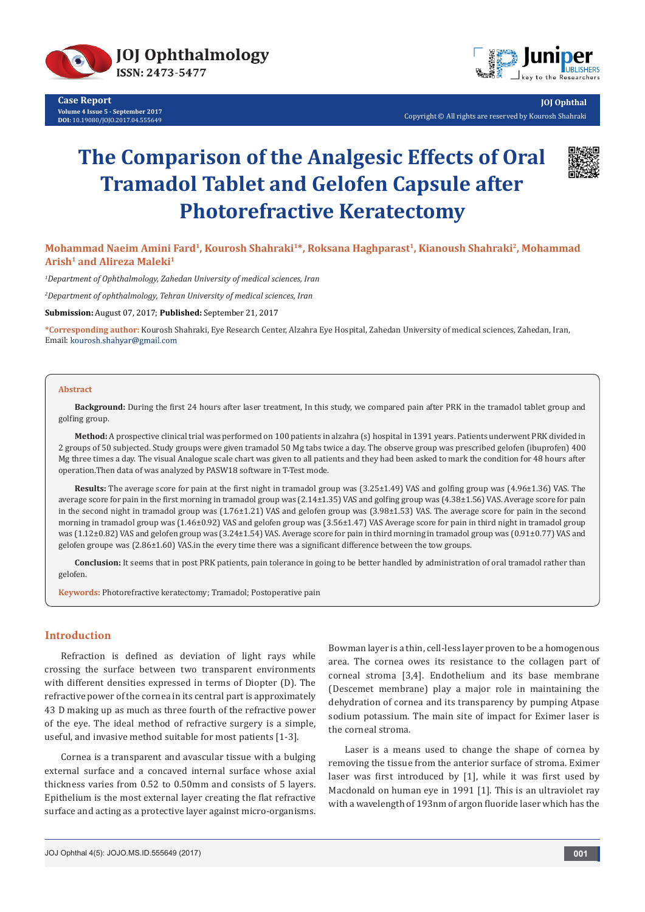Case Report

Volume 4 Issue 5 - September 2017

DOI: 10.19080/JOJO.2017.04.555649

JOJ Ophthal

Copyright © All rights are reserved by Kourosh Shahraki

# The Comparison of the Analgesic Effects of Oral Tramadol Tablet and Gelofen Capsule after Photorefractive Keratectomy

**Mohammad Naeim Amini Fard[1], Kourosh Shahraki[1]*, Roksana Haghparast[1], Kianoush Shahraki[2], Mohammad Arish[1] and Alireza Maleki[1]**

*[1]Department of Ophthalmology, Zahedan University of medical sciences, Iran*

*[2]Department of ophthalmology, Tehran University of medical sciences, Iran*

**Submission:** August 07, 2017; **Published:** September 21, 2017

***Corresponding author:** Kourosh Shahraki, Eye Research Center, Alzahra Eye Hospital, Zahedan University of medical sciences, Zahedan, Iran, Email: kourosh.shahyar@gmail.com

## Abstract

**Background:** During the first 24 hours after laser treatment, In this study, we compared pain after PRK in the tramadol tablet group and golfing group.

**Method:** A prospective clinical trial was performed on 100 patients in alzahra (s) hospital in 1391 years. Patients underwent PRK divided in 2 groups of 50 subjected. Study groups were given tramadol 50 Mg tabs twice a day. The observe group was prescribed gelofen (ibuprofen) 400 Mg three times a day. The visual Analogue scale chart was given to all patients and they had been asked to mark the condition for 48 hours after operation.Then data of was analyzed by PASW18 software in T-Test mode.

**Results:** The average score for pain at the first night in tramadol group was (3.25±1.49) VAS and golfing group was (4.96±1.36) VAS. The average score for pain in the first morning in tramadol group was (2.14±1.35) VAS and golfing group was (4.38±1.56) VAS. Average score for pain in the second night in tramadol group was (1.76±1.21) VAS and gelofen group was (3.98±1.53) VAS. The average score for pain in the second morning in tramadol group was (1.46±0.92) VAS and gelofen group was (3.56±1.47) VAS Average score for pain in third night in tramadol group was (1.12±0.82) VAS and gelofen group was (3.24±1.54) VAS. Average score for pain in third morning in tramadol group was (0.91±0.77) VAS and gelofen groupe was (2.86±1.60) VAS.in the every time there was a significant difference between the tow groups.

**Conclusion:** It seems that in post PRK patients, pain tolerance in going to be better handled by administration of oral tramadol rather than gelofen.

**Keywords:** Photorefractive keratectomy; Tramadol; Postoperative pain

## Introduction

Refraction is defined as deviation of light rays while crossing the surface between two transparent environments with different densities expressed in terms of Diopter (D). The refractive power of the cornea in its central part is approximately 43 D making up as much as three fourth of the refractive power of the eye. The ideal method of refractive surgery is a simple, useful, and invasive method suitable for most patients [1-3].

Cornea is a transparent and avascular tissue with a bulging external surface and a concaved internal surface whose axial thickness varies from 0.52 to 0.50mm and consists of 5 layers. Epithelium is the most external layer creating the flat refractive surface and acting as a protective layer against micro-organisms. Bowman layer is a thin, cell-less layer proven to be a homogenous area. The cornea owes its resistance to the collagen part of corneal stroma [3,4]. Endothelium and its base membrane (Descemet membrane) play a major role in maintaining the dehydration of cornea and its transparency by pumping Atpase sodium potassium. The main site of impact for Eximer laser is the corneal stroma.

Laser is a means used to change the shape of cornea by removing the tissue from the anterior surface of stroma. Eximer laser was first introduced by [1], while it was first used by Macdonald on human eye in 1991 [1]. This is an ultraviolet ray with a wavelength of 193nm of argon fluoride laser which has the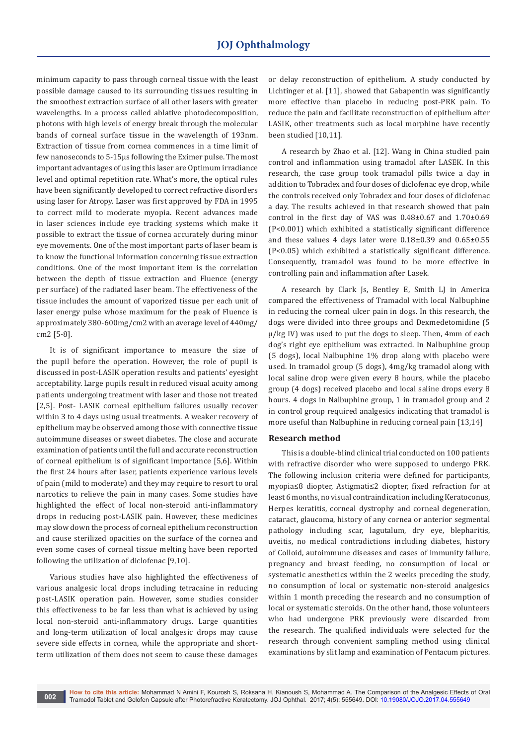minimum capacity to pass through corneal tissue with the least possible damage caused to its surrounding tissues resulting in the smoothest extraction surface of all other lasers with greater wavelengths. In a process called ablative photodecomposition, photons with high levels of energy break through the molecular bands of corneal surface tissue in the wavelength of 193nm. Extraction of tissue from cornea commences in a time limit of few nanoseconds to 5-15µs following the Eximer pulse. The most important advantages of using this laser are Optimum irradiance level and optimal repetition rate. What's more, the optical rules have been significantly developed to correct refractive disorders using laser for Atropy. Laser was first approved by FDA in 1995 to correct mild to moderate myopia. Recent advances made in laser sciences include eye tracking systems which make it possible to extract the tissue of cornea accurately during minor eye movements. One of the most important parts of laser beam is to know the functional information concerning tissue extraction conditions. One of the most important item is the correlation between the depth of tissue extraction and Fluence (energy per surface) of the radiated laser beam. The effectiveness of the tissue includes the amount of vaporized tissue per each unit of laser energy pulse whose maximum for the peak of Fluence is approximately 380-600mg/cm2 with an average level of 440mg/cm2 [5-8].

It is of significant importance to measure the size of the pupil before the operation. However, the role of pupil is discussed in post-LASIK operation results and patients' eyesight acceptability. Large pupils result in reduced visual acuity among patients undergoing treatment with laser and those not treated [2,5]. Post- LASIK corneal epithelium failures usually recover within 3 to 4 days using usual treatments. A weaker recovery of epithelium may be observed among those with connective tissue autoimmune diseases or sweet diabetes. The close and accurate examination of patients until the full and accurate reconstruction of corneal epithelium is of significant importance [5,6]. Within the first 24 hours after laser, patients experience various levels of pain (mild to moderate) and they may require to resort to oral narcotics to relieve the pain in many cases. Some studies have highlighted the effect of local non-steroid anti-inflammatory drops in reducing post-LASIK pain. However, these medicines may slow down the process of corneal epithelium reconstruction and cause sterilized opacities on the surface of the cornea and even some cases of corneal tissue melting have been reported following the utilization of diclofenac [9,10].

Various studies have also highlighted the effectiveness of various analgesic local drops including tetracaine in reducing post-LASIK operation pain. However, some studies consider this effectiveness to be far less than what is achieved by using local non-steroid anti-inflammatory drugs. Large quantities and long-term utilization of local analgesic drops may cause severe side effects in cornea, while the appropriate and short-term utilization of them does not seem to cause these damages or delay reconstruction of epithelium. A study conducted by Lichtinger et al. [11], showed that Gabapentin was significantly more effective than placebo in reducing post-PRK pain. To reduce the pain and facilitate reconstruction of epithelium after LASIK, other treatments such as local morphine have recently been studied [10,11].

A research by Zhao et al. [12]. Wang in China studied pain control and inflammation using tramadol after LASEK. In this research, the case group took tramadol pills twice a day in addition to Tobradex and four doses of diclofenac eye drop, while the controls received only Tobradex and four doses of diclofenac a day. The results achieved in that research showed that pain control in the first day of VAS was 0.48±0.67 and 1.70±0.69 ($P<0.001$) which exhibited a statistically significant difference and these values 4 days later were 0.18±0.39 and 0.65±0.55 ($P<0.05$) which exhibited a statistically significant difference. Consequently, tramadol was found to be more effective in controlling pain and inflammation after Lasek.

A research by Clark Js, Bentley E, Smith LJ in America compared the effectiveness of Tramadol with local Nalbuphine in reducing the corneal ulcer pain in dogs. In this research, the dogs were divided into three groups and Dexmedetomidine (5 µ/kg IV) was used to put the dogs to sleep. Then, 4mm of each dog's right eye epithelium was extracted. In Nalbuphine group (5 dogs), local Nalbuphine 1% drop along with placebo were used. In tramadol group (5 dogs), 4mg/kg tramadol along with local saline drop were given every 8 hours, while the placebo group (4 dogs) received placebo and local saline drops every 8 hours. 4 dogs in Nalbuphine group, 1 in tramadol group and 2 in control group required analgesics indicating that tramadol is more useful than Nalbuphine in reducing corneal pain [13,14]

## Research method

This is a double-blind clinical trial conducted on 100 patients with refractive disorder who were supposed to undergo PRK. The following inclusion criteria were defined for participants, myopia≤8 diopter, Astigmati≤2 diopter, fixed refraction for at least 6 months, no visual contraindication including Keratoconus, Herpes keratitis, corneal dystrophy and corneal degeneration, cataract, glaucoma, history of any cornea or anterior segmental pathology including scar, lagutalum, dry eye, blepharitis, uveitis, no medical contradictions including diabetes, history of Colloid, autoimmune diseases and cases of immunity failure, pregnancy and breast feeding, no consumption of local or systematic anesthetics within the 2 weeks preceding the study, no consumption of local or systematic non-steroid analgesics within 1 month preceding the research and no consumption of local or systematic steroids. On the other hand, those volunteers who had undergone PRK previously were discarded from the research. The qualified individuals were selected for the research through convenient sampling method using clinical examinations by slit lamp and examination of Pentacum pictures.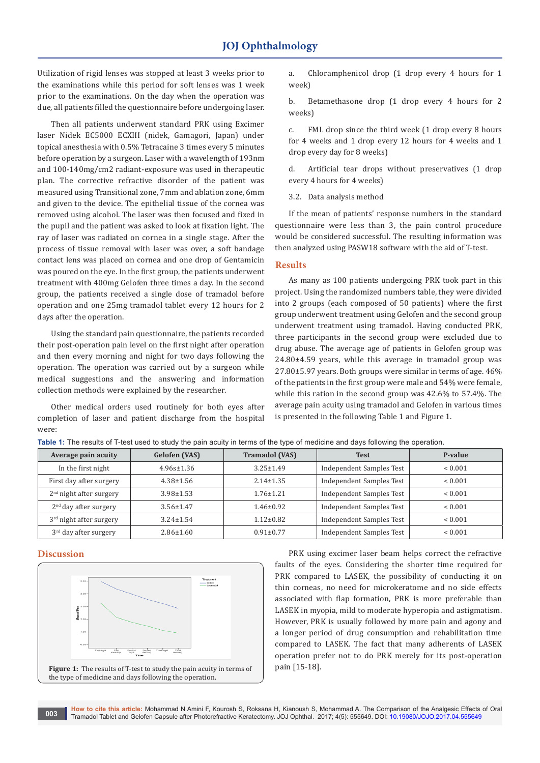Utilization of rigid lenses was stopped at least 3 weeks prior to the examinations while this period for soft lenses was 1 week prior to the examinations. On the day when the operation was due, all patients filled the questionnaire before undergoing laser.

Then all patients underwent standard PRK using Excimer laser Nidek EC5000 ECXIII (nidek, Gamagori, Japan) under topical anesthesia with 0.5% Tetracaine 3 times every 5 minutes before operation by a surgeon. Laser with a wavelength of 193nm and 100-140mg/cm2 radiant-exposure was used in therapeutic plan. The corrective refractive disorder of the patient was measured using Transitional zone, 7mm and ablation zone, 6mm and given to the device. The epithelial tissue of the cornea was removed using alcohol. The laser was then focused and fixed in the pupil and the patient was asked to look at fixation light. The ray of laser was radiated on cornea in a single stage. After the process of tissue removal with laser was over, a soft bandage contact lens was placed on cornea and one drop of Gentamicin was poured on the eye. In the first group, the patients underwent treatment with 400mg Gelofen three times a day. In the second group, the patients received a single dose of tramadol before operation and one 25mg tramadol tablet every 12 hours for 2 days after the operation.

Using the standard pain questionnaire, the patients recorded their post-operation pain level on the first night after operation and then every morning and night for two days following the operation. The operation was carried out by a surgeon while medical suggestions and the answering and information collection methods were explained by the researcher.

Other medical orders used routinely for both eyes after completion of laser and patient discharge from the hospital were:

a. Chloramphenicol drop (1 drop every 4 hours for 1 week)

b. Betamethasone drop (1 drop every 4 hours for 2 weeks)

c. FML drop since the third week (1 drop every 8 hours for 4 weeks and 1 drop every 12 hours for 4 weeks and 1 drop every day for 8 weeks)

d. Artificial tear drops without preservatives (1 drop every 4 hours for 4 weeks)

3.2. Data analysis method

If the mean of patients' response numbers in the standard questionnaire were less than 3, the pain control procedure would be considered successful. The resulting information was then analyzed using PASW18 software with the aid of T-test.

## Results

As many as 100 patients undergoing PRK took part in this project. Using the randomized numbers table, they were divided into 2 groups (each composed of 50 patients) where the first group underwent treatment using Gelofen and the second group underwent treatment using tramadol. Having conducted PRK, three participants in the second group were excluded due to drug abuse. The average age of patients in Gelofen group was 24.80±4.59 years, while this average in tramadol group was 27.80±5.97 years. Both groups were similar in terms of age. 46% of the patients in the first group were male and 54% were female, while this ration in the second group was 42.6% to 57.4%. The average pain acuity using tramadol and Gelofen in various times is presented in the following Table 1 and Figure 1.

**Table 1:** The results of T-test used to study the pain acuity in terms of the type of medicine and days following the operation.

| Average pain acuity | Gelofen (VAS) | Tramadol (VAS) | Test | P-value |
|---|---|---|---|---|
| In the first night | 4.96±1.36 | 3.25±1.49 | Independent Samples Test | < 0.001 |
| First day after surgery | 4.38±1.56 | 2.14±1.35 | Independent Samples Test | < 0.001 |
| 2nd night after surgery | 3.98±1.53 | 1.76±1.21 | Independent Samples Test | < 0.001 |
| 2nd day after surgery | 3.56±1.47 | 1.46±0.92 | Independent Samples Test | < 0.001 |
| 3rd night after surgery | 3.24±1.54 | 1.12±0.82 | Independent Samples Test | < 0.001 |
| 3rd day after surgery | 2.86±1.60 | 0.91±0.77 | Independent Samples Test | < 0.001 |

## Discussion

**Figure 1:** The results of T-test to study the pain acuity in terms of the type of medicine and days following the operation.

PRK using excimer laser beam helps correct the refractive faults of the eyes. Considering the shorter time required for PRK compared to LASEK, the possibility of conducting it on thin corneas, no need for microkeratome and no side effects associated with flap formation, PRK is more preferable than LASEK in myopia, mild to moderate hyperopia and astigmatism. However, PRK is usually followed by more pain and agony and a longer period of drug consumption and rehabilitation time compared to LASEK. The fact that many adherents of LASEK operation prefer not to do PRK merely for its post-operation pain [15-18].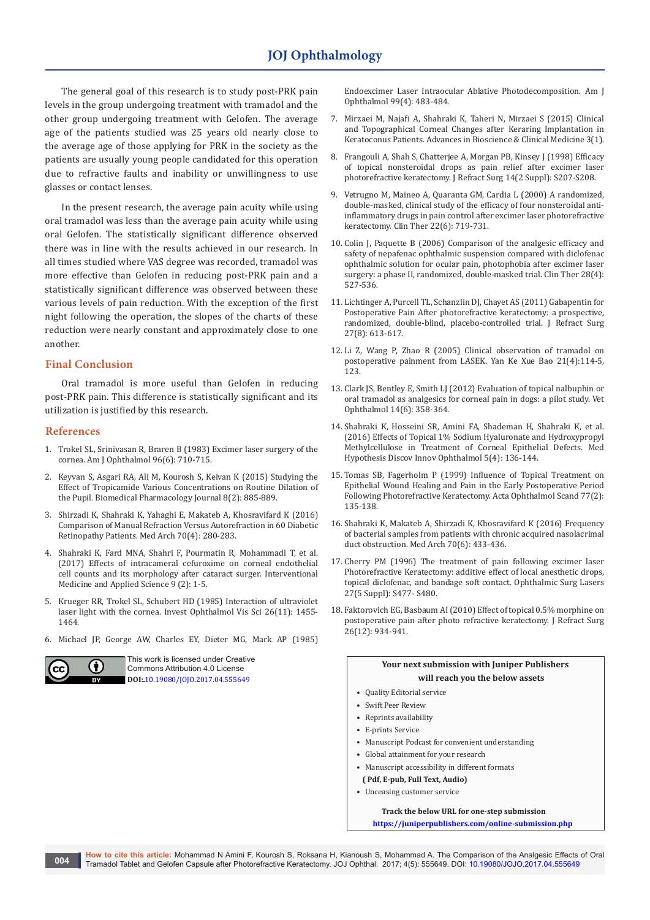The general goal of this research is to study post-PRK pain levels in the group undergoing treatment with tramadol and the other group undergoing treatment with Gelofen. The average age of the patients studied was 25 years old nearly close to the average age of those applying for PRK in the society as the patients are usually young people candidated for this operation due to refractive faults and inability or unwillingness to use glasses or contact lenses.

In the present research, the average pain acuity while using oral tramadol was less than the average pain acuity while using oral Gelofen. The statistically significant difference observed there was in line with the results achieved in our research. In all times studied where VAS degree was recorded, tramadol was more effective than Gelofen in reducing post-PRK pain and a statistically significant difference was observed between these various levels of pain reduction. With the exception of the first night following the operation, the slopes of the charts of these reduction were nearly constant and approximately close to one another.

## Final Conclusion

Oral tramadol is more useful than Gelofen in reducing post-PRK pain. This difference is statistically significant and its utilization is justified by this research.

## References

1. Trokel SL, Srinivasan R, Braren B (1983) Excimer laser surgery of the cornea. Am J Ophthalmol 96(6): 710-715.
2. Keyvan S, Asgari RA, Ali M, Kourosh S, Keivan K (2015) Studying the Effect of Tropicamide Various Concentrations on Routine Dilation of the Pupil. Biomedical Pharmacology Journal 8(2): 885-889.
3. Shirzadi K, Shahraki K, Yahaghi E, Makateb A, Khosravifard K (2016) Comparison of Manual Refraction Versus Autorefraction in 60 Diabetic Retinopathy Patients. Med Arch 70(4): 280-283.
4. Shahraki K, Fard MNA, Shahri F, Pourmatin R, Mohammadi T, et al. (2017) Effects of intracameral cefuroxime on corneal endothelial cell counts and its morphology after cataract surger. Interventional Medicine and Applied Science 9 (2): 1-5.
5. Krueger RR, Trokel SL, Schubert HD (1985) Interaction of ultraviolet laser light with the cornea. Invest Ophthalmol Vis Sci 26(11): 1455-1464.
6. Michael JP, George AW, Charles EY, Dieter MG, Mark AP (1985) Endoexcimer Laser Intraocular Ablative Photodecomposition. Am J Ophthalmol 99(4): 483-484.
7. Mirzaei M, Najafi A, Shahraki K, Taheri N, Mirzaei S (2015) Clinical and Topographical Corneal Changes after Keraring Implantation in Keratoconus Patients. Advances in Bioscience & Clinical Medicine 3(1).
8. Frangouli A, Shah S, Chatterjee A, Morgan PB, Kinsey J (1998) Efficacy of topical nonsteroidal drops as pain relief after excimer laser photorefractive keratectomy. J Refract Surg 14(2 Suppl): S207-S208.
9. Vetrugno M, Maineo A, Quaranta GM, Cardia L (2000) A randomized, double-masked, clinical study of the efficacy of four nonsteroidal anti-inflammatory drugs in pain control after excimer laser photorefractive keratectomy. Clin Ther 22(6): 719-731.
10. Colin J, Paquette B (2006) Comparison of the analgesic efficacy and safety of nepafenac ophthalmic suspension compared with diclofenac ophthalmic solution for ocular pain, photophobia after excimer laser surgery: a phase II, randomized, double-masked trial. Clin Ther 28(4): 527-536.
11. Lichtinger A, Purcell TL, Schanzlin DJ, Chayet AS (2011) Gabapentin for Postoperative Pain After photorefractive keratectomy: a prospective, randomized, double-blind, placebo-controlled trial. J Refract Surg 27(8): 613-617.
12. Li Z, Wang P, Zhao R (2005) Clinical observation of tramadol on postoperative painment from LASEK. Yan Ke Xue Bao 21(4):114-5, 123.
13. Clark JS, Bentley E, Smith LJ (2012) Evaluation of topical nalbuphin or oral tramadol as analgesics for corneal pain in dogs: a pilot study. Vet Ophthalmol 14(6): 358-364.
14. Shahraki K, Hosseini SR, Amini FA, Shademan H, Shahraki K, et al. (2016) Effects of Topical 1% Sodium Hyaluronate and Hydroxypropyl Methylcellulose in Treatment of Corneal Epithelial Defects. Med Hypothesis Discov Innov Ophthalmol 5(4): 136-144.
15. Tomas SB, Fagerholm P (1999) Influence of Topical Treatment on Epithelial Wound Healing and Pain in the Early Postoperative Period Following Photorefractive Keratectomy. Acta Ophthalmol Scand 77(2): 135-138.
16. Shahraki K, Makateb A, Shirzadi K, Khosravifard K (2016) Frequency of bacterial samples from patients with chronic acquired nasolacrimal duct obstruction. Med Arch 70(6): 433-436.
17. Cherry PM (1996) The treatment of pain following excimer laser Photorefractive Keratectomy: additive effect of local anesthetic drops, topical diclofenac, and bandage soft contact. Ophthalmic Surg Lasers 27(5 Suppl): S477- S480.
18. Faktorovich EG, Basbaum AI (2010) Effect of topical 0.5% morphine on postoperative pain after photo refractive keratectomy. J Refract Surg 26(12): 934-941.

This work is licensed under Creative Commons Attribution 4.0 License
**DOI:** 10.19080/JOJO.2017.04.555649

**Your next submission with Juniper Publishers will reach you the below assets**

- Quality Editorial service
- Swift Peer Review
- Reprints availability
- E-prints Service
- Manuscript Podcast for convenient understanding
- Global attainment for your research
- Manuscript accessibility in different formats **( Pdf, E-pub, Full Text, Audio)**
- Unceasing customer service

**Track the below URL for one-step submission**
https://juniperpublishers.com/online-submission.php

**How to cite this article:** Mohammad N Amini F, Kourosh S, Roksana H, Kianoush S, Mohammad A. The Comparison of the Analgesic Effects of Oral Tramadol Tablet and Gelofen Capsule after Photorefractive Keratectomy. JOJ Ophthal. 2017; 4(5): 555649. DOI: 10.19080/JOJO.2017.04.555649